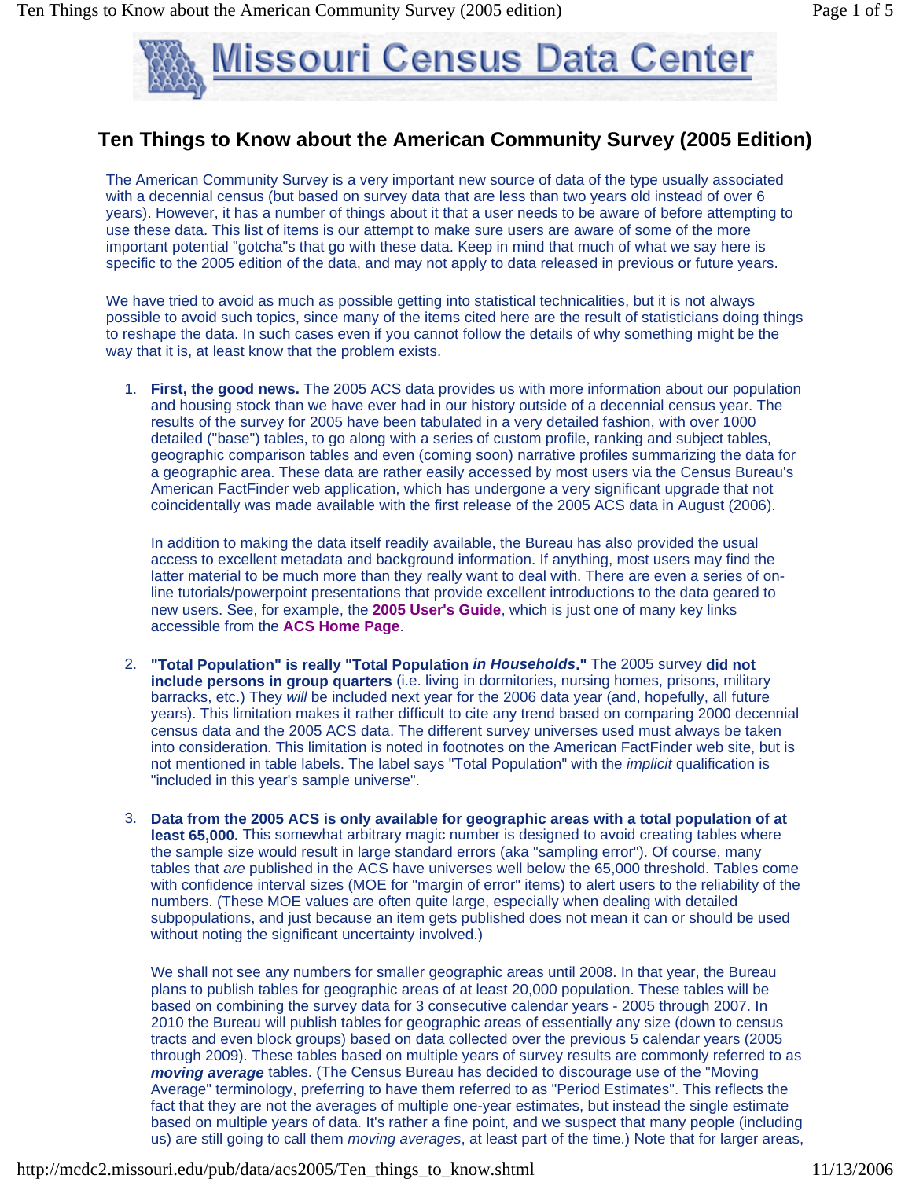# Missouri Census Data Center

## Ten Things to Know about the American Community Survey (2005 Edition)

The American Community Survey is a very important new source of data of the type usually associated with a decennial census (but based on survey data that are less than two years old instead of over 6 years). However, it has a number of things about it that a user needs to be aware of before attempting to use these data. This list of items is our attempt to make sure users are aware of some of the more important potential "gotcha"s that go with these data. Keep in mind that much of what we say here is specific to the 2005 edition of the data, and may not apply to data released in previous or future years.

We have tried to avoid as much as possible getting into statistical technicalities, but it is not always possible to avoid such topics, since many of the items cited here are the result of statisticians doing things to reshape the data. In such cases even if you cannot follow the details of why something might be the way that it is, at least know that the problem exists.

1. **First, the good news.** The 2005 ACS data provides us with more information about our population and housing stock than we have ever had in our history outside of a decennial census year. The results of the survey for 2005 have been tabulated in a very detailed fashion, with over 1000 detailed ("base") tables, to go along with a series of custom profile, ranking and subject tables, geographic comparison tables and even (coming soon) narrative profiles summarizing the data for a geographic area. These data are rather easily accessed by most users via the Census Bureau's American FactFinder web application, which has undergone a very significant upgrade that not coincidentally was made available with the first release of the 2005 ACS data in August (2006).

   In addition to making the data itself readily available, the Bureau has also provided the usual access to excellent metadata and background information. If anything, most users may find the latter material to be much more than they really want to deal with. There are even a series of on-line tutorials/powerpoint presentations that provide excellent introductions to the data geared to new users. See, for example, the **2005 User's Guide**, which is just one of many key links accessible from the **ACS Home Page**.

2. **"Total Population" is really "Total Population *in Households*."** The 2005 survey **did not include persons in group quarters** (i.e. living in dormitories, nursing homes, prisons, military barracks, etc.) They *will* be included next year for the 2006 data year (and, hopefully, all future years). This limitation makes it rather difficult to cite any trend based on comparing 2000 decennial census data and the 2005 ACS data. The different survey universes used must always be taken into consideration. This limitation is noted in footnotes on the American FactFinder web site, but is not mentioned in table labels. The label says "Total Population" with the *implicit* qualification is "included in this year's sample universe".

3. **Data from the 2005 ACS is only available for geographic areas with a total population of at least 65,000.** This somewhat arbitrary magic number is designed to avoid creating tables where the sample size would result in large standard errors (aka "sampling error"). Of course, many tables that *are* published in the ACS have universes well below the 65,000 threshold. Tables come with confidence interval sizes (MOE for "margin of error" items) to alert users to the reliability of the numbers. (These MOE values are often quite large, especially when dealing with detailed subpopulations, and just because an item gets published does not mean it can or should be used without noting the significant uncertainty involved.)

   We shall not see any numbers for smaller geographic areas until 2008. In that year, the Bureau plans to publish tables for geographic areas of at least 20,000 population. These tables will be based on combining the survey data for 3 consecutive calendar years - 2005 through 2007. In 2010 the Bureau will publish tables for geographic areas of essentially any size (down to census tracts and even block groups) based on data collected over the previous 5 calendar years (2005 through 2009). These tables based on multiple years of survey results are commonly referred to as ***moving average*** tables. (The Census Bureau has decided to discourage use of the "Moving Average" terminology, preferring to have them referred to as "Period Estimates". This reflects the fact that they are not the averages of multiple one-year estimates, but instead the single estimate based on multiple years of data. It's rather a fine point, and we suspect that many people (including us) are still going to call them *moving averages*, at least part of the time.) Note that for larger areas,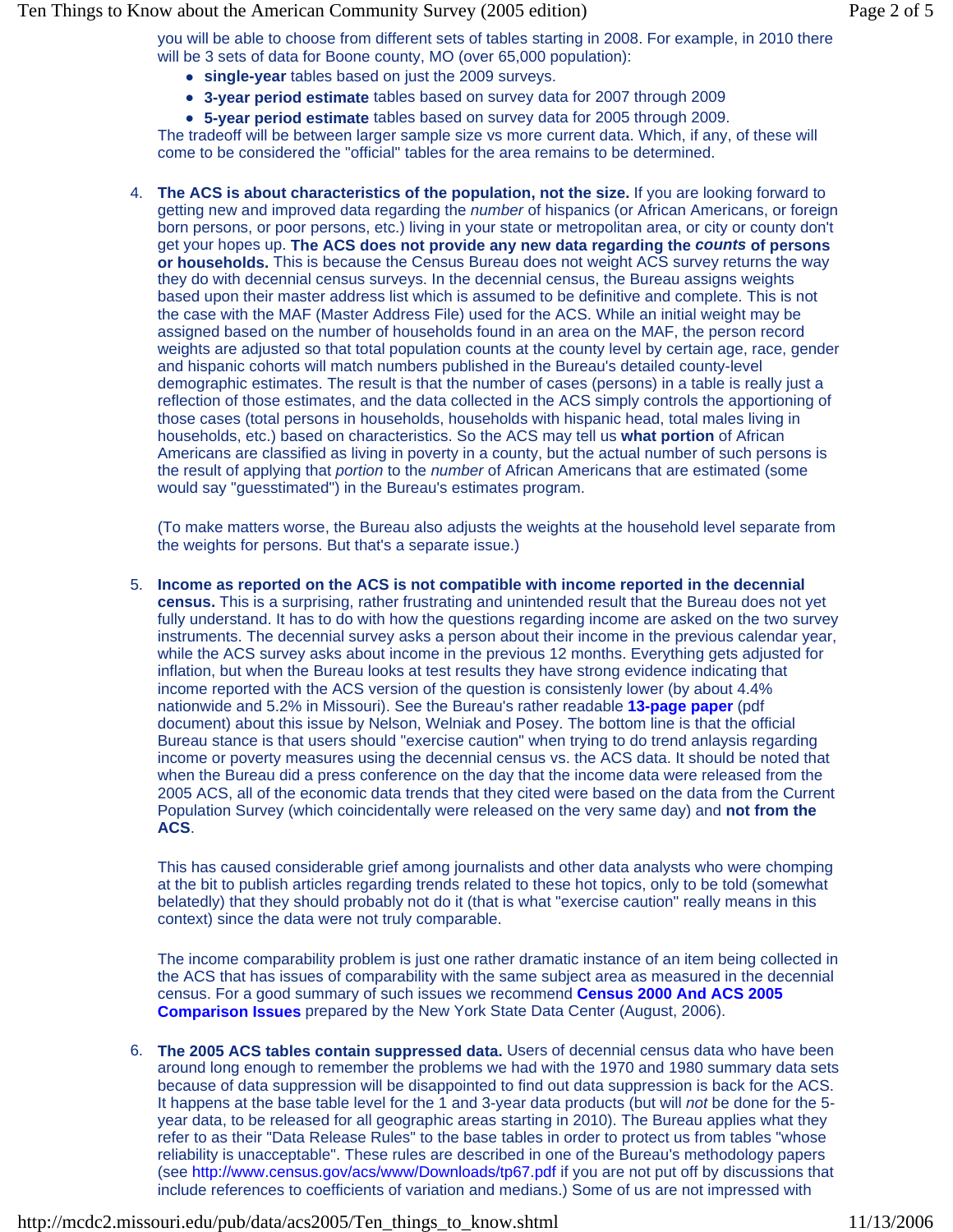you will be able to choose from different sets of tables starting in 2008. For example, in 2010 there will be 3 sets of data for Boone county, MO (over 65,000 population):

- **single-year** tables based on just the 2009 surveys.
- **3-year period estimate** tables based on survey data for 2007 through 2009
- **5-year period estimate** tables based on survey data for 2005 through 2009.

The tradeoff will be between larger sample size vs more current data. Which, if any, of these will come to be considered the "official" tables for the area remains to be determined.

4. **The ACS is about characteristics of the population, not the size.** If you are looking forward to getting new and improved data regarding the *number* of hispanics (or African Americans, or foreign born persons, or poor persons, etc.) living in your state or metropolitan area, or city or county don't get your hopes up. **The ACS does not provide any new data regarding the *counts* of persons or households.** This is because the Census Bureau does not weight ACS survey returns the way they do with decennial census surveys. In the decennial census, the Bureau assigns weights based upon their master address list which is assumed to be definitive and complete. This is not the case with the MAF (Master Address File) used for the ACS. While an initial weight may be assigned based on the number of households found in an area on the MAF, the person record weights are adjusted so that total population counts at the county level by certain age, race, gender and hispanic cohorts will match numbers published in the Bureau's detailed county-level demographic estimates. The result is that the number of cases (persons) in a table is really just a reflection of those estimates, and the data collected in the ACS simply controls the apportioning of those cases (total persons in households, households with hispanic head, total males living in households, etc.) based on characteristics. So the ACS may tell us **what portion** of African Americans are classified as living in poverty in a county, but the actual number of such persons is the result of applying that *portion* to the *number* of African Americans that are estimated (some would say "guesstimated") in the Bureau's estimates program.

   (To make matters worse, the Bureau also adjusts the weights at the household level separate from the weights for persons. But that's a separate issue.)

5. **Income as reported on the ACS is not compatible with income reported in the decennial census.** This is a surprising, rather frustrating and unintended result that the Bureau does not yet fully understand. It has to do with how the questions regarding income are asked on the two survey instruments. The decennial survey asks a person about their income in the previous calendar year, while the ACS survey asks about income in the previous 12 months. Everything gets adjusted for inflation, but when the Bureau looks at test results they have strong evidence indicating that income reported with the ACS version of the question is consistenly lower (by about 4.4% nationwide and 5.2% in Missouri). See the Bureau's rather readable **13-page paper** (pdf document) about this issue by Nelson, Welniak and Posey. The bottom line is that the official Bureau stance is that users should "exercise caution" when trying to do trend anlaysis regarding income or poverty measures using the decennial census vs. the ACS data. It should be noted that when the Bureau did a press conference on the day that the income data were released from the 2005 ACS, all of the economic data trends that they cited were based on the data from the Current Population Survey (which coincidentally were released on the very same day) and **not from the ACS**.

   This has caused considerable grief among journalists and other data analysts who were chomping at the bit to publish articles regarding trends related to these hot topics, only to be told (somewhat belatedly) that they should probably not do it (that is what "exercise caution" really means in this context) since the data were not truly comparable.

   The income comparability problem is just one rather dramatic instance of an item being collected in the ACS that has issues of comparability with the same subject area as measured in the decennial census. For a good summary of such issues we recommend **Census 2000 And ACS 2005 Comparison Issues** prepared by the New York State Data Center (August, 2006).

6. **The 2005 ACS tables contain suppressed data.** Users of decennial census data who have been around long enough to remember the problems we had with the 1970 and 1980 summary data sets because of data suppression will be disappointed to find out data suppression is back for the ACS. It happens at the base table level for the 1 and 3-year data products (but will *not* be done for the 5-year data, to be released for all geographic areas starting in 2010). The Bureau applies what they refer to as their "Data Release Rules" to the base tables in order to protect us from tables "whose reliability is unacceptable". These rules are described in one of the Bureau's methodology papers (see http://www.census.gov/acs/www/Downloads/tp67.pdf if you are not put off by discussions that include references to coefficients of variation and medians.) Some of us are not impressed with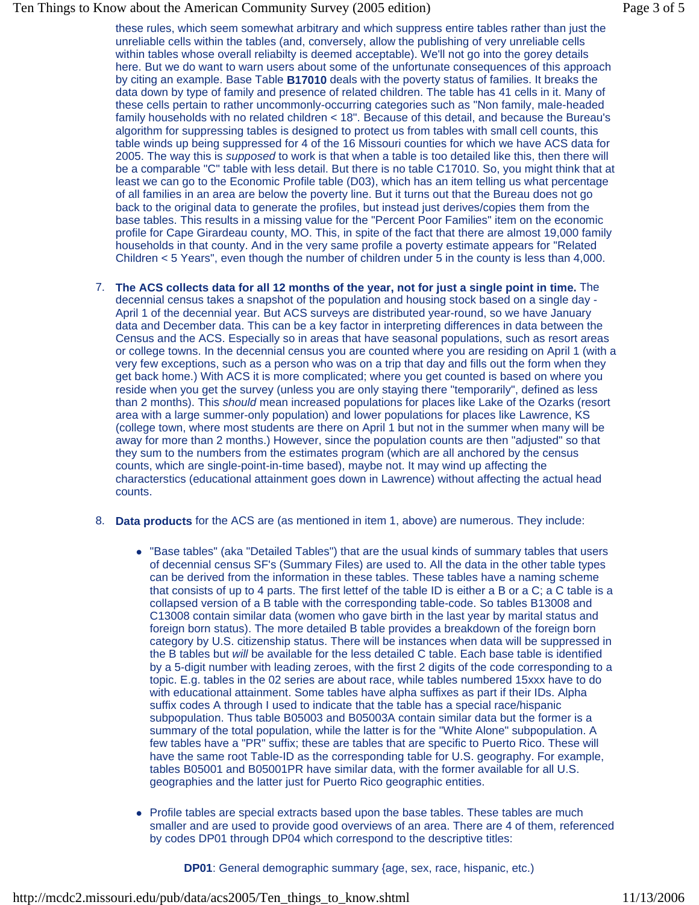these rules, which seem somewhat arbitrary and which suppress entire tables rather than just the unreliable cells within the tables (and, conversely, allow the publishing of very unreliable cells within tables whose overall reliabilty is deemed acceptable). We'll not go into the gorey details here. But we do want to warn users about some of the unfortunate consequences of this approach by citing an example. Base Table **B17010** deals with the poverty status of families. It breaks the data down by type of family and presence of related children. The table has 41 cells in it. Many of these cells pertain to rather uncommonly-occurring categories such as "Non family, male-headed family households with no related children < 18". Because of this detail, and because the Bureau's algorithm for suppressing tables is designed to protect us from tables with small cell counts, this table winds up being suppressed for 4 of the 16 Missouri counties for which we have ACS data for 2005. The way this is *supposed* to work is that when a table is too detailed like this, then there will be a comparable "C" table with less detail. But there is no table C17010. So, you might think that at least we can go to the Economic Profile table (D03), which has an item telling us what percentage of all families in an area are below the poverty line. But it turns out that the Bureau does not go back to the original data to generate the profiles, but instead just derives/copies them from the base tables. This results in a missing value for the "Percent Poor Families" item on the economic profile for Cape Girardeau county, MO. This, in spite of the fact that there are almost 19,000 family households in that county. And in the very same profile a poverty estimate appears for "Related Children < 5 Years", even though the number of children under 5 in the county is less than 4,000.

7. **The ACS collects data for all 12 months of the year, not for just a single point in time.** The decennial census takes a snapshot of the population and housing stock based on a single day - April 1 of the decennial year. But ACS surveys are distributed year-round, so we have January data and December data. This can be a key factor in interpreting differences in data between the Census and the ACS. Especially so in areas that have seasonal populations, such as resort areas or college towns. In the decennial census you are counted where you are residing on April 1 (with a very few exceptions, such as a person who was on a trip that day and fills out the form when they get back home.) With ACS it is more complicated; where you get counted is based on where you reside when you get the survey (unless you are only staying there "temporarily", defined as less than 2 months). This *should* mean increased populations for places like Lake of the Ozarks (resort area with a large summer-only population) and lower populations for places like Lawrence, KS (college town, where most students are there on April 1 but not in the summer when many will be away for more than 2 months.) However, since the population counts are then "adjusted" so that they sum to the numbers from the estimates program (which are all anchored by the census counts, which are single-point-in-time based), maybe not. It may wind up affecting the characterstics (educational attainment goes down in Lawrence) without affecting the actual head counts.

8. **Data products** for the ACS are (as mentioned in item 1, above) are numerous. They include:

   - "Base tables" (aka "Detailed Tables") that are the usual kinds of summary tables that users of decennial census SF's (Summary Files) are used to. All the data in the other table types can be derived from the information in these tables. These tables have a naming scheme that consists of up to 4 parts. The first lettef of the table ID is either a B or a C; a C table is a collapsed version of a B table with the corresponding table-code. So tables B13008 and C13008 contain similar data (women who gave birth in the last year by marital status and foreign born status). The more detailed B table provides a breakdown of the foreign born category by U.S. citizenship status. There will be instances when data will be suppressed in the B tables but *will* be available for the less detailed C table. Each base table is identified by a 5-digit number with leading zeroes, with the first 2 digits of the code corresponding to a topic. E.g. tables in the 02 series are about race, while tables numbered 15xxx have to do with educational attainment. Some tables have alpha suffixes as part if their IDs. Alpha suffix codes A through I used to indicate that the table has a special race/hispanic subpopulation. Thus table B05003 and B05003A contain similar data but the former is a summary of the total population, while the latter is for the "White Alone" subpopulation. A few tables have a "PR" suffix; these are tables that are specific to Puerto Rico. These will have the same root Table-ID as the corresponding table for U.S. geography. For example, tables B05001 and B05001PR have similar data, with the former available for all U.S. geographies and the latter just for Puerto Rico geographic entities.

   - Profile tables are special extracts based upon the base tables. These tables are much smaller and are used to provide good overviews of an area. There are 4 of them, referenced by codes DP01 through DP04 which correspond to the descriptive titles:

     **DP01**: General demographic summary {age, sex, race, hispanic, etc.)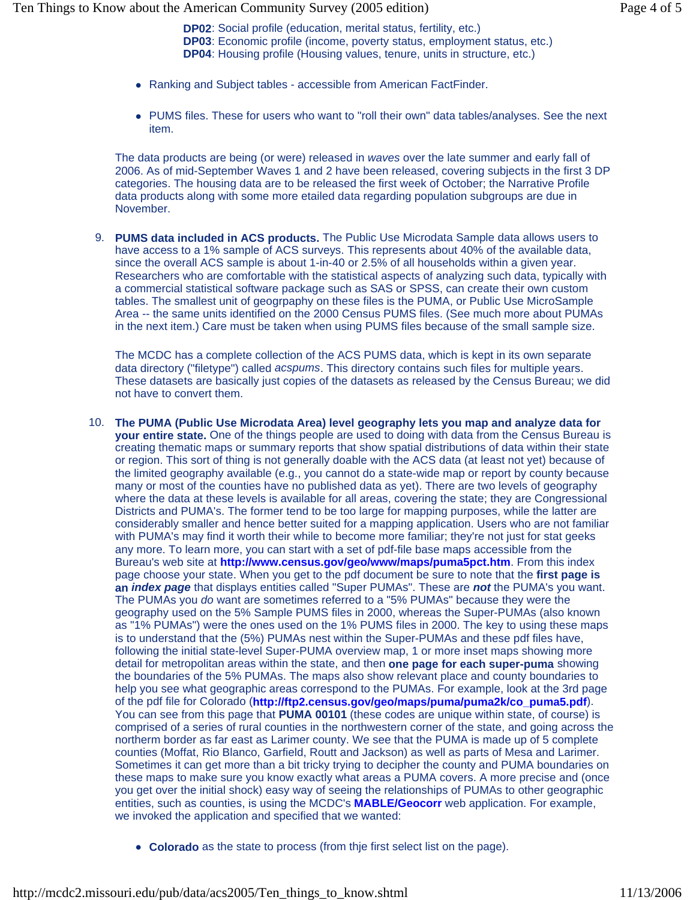**DP02**: Social profile (education, merital status, fertility, etc.)
**DP03**: Economic profile (income, poverty status, employment status, etc.)
**DP04**: Housing profile (Housing values, tenure, units in structure, etc.)

- Ranking and Subject tables - accessible from American FactFinder.
- PUMS files. These for users who want to "roll their own" data tables/analyses. See the next item.

The data products are being (or were) released in *waves* over the late summer and early fall of 2006. As of mid-September Waves 1 and 2 have been released, covering subjects in the first 3 DP categories. The housing data are to be released the first week of October; the Narrative Profile data products along with some more etailed data regarding population subgroups are due in November.

9. **PUMS data included in ACS products.** The Public Use Microdata Sample data allows users to have access to a 1% sample of ACS surveys. This represents about 40% of the available data, since the overall ACS sample is about 1-in-40 or 2.5% of all households within a given year. Researchers who are comfortable with the statistical aspects of analyzing such data, typically with a commercial statistical software package such as SAS or SPSS, can create their own custom tables. The smallest unit of geogrpaphy on these files is the PUMA, or Public Use MicroSample Area -- the same units identified on the 2000 Census PUMS files. (See much more about PUMAs in the next item.) Care must be taken when using PUMS files because of the small sample size.

   The MCDC has a complete collection of the ACS PUMS data, which is kept in its own separate data directory ("filetype") called *acspums*. This directory contains such files for multiple years. These datasets are basically just copies of the datasets as released by the Census Bureau; we did not have to convert them.

10. **The PUMA (Public Use Microdata Area) level geography lets you map and analyze data for your entire state.** One of the things people are used to doing with data from the Census Bureau is creating thematic maps or summary reports that show spatial distributions of data within their state or region. This sort of thing is not generally doable with the ACS data (at least not yet) because of the limited geography available (e.g., you cannot do a state-wide map or report by county because many or most of the counties have no published data as yet). There are two levels of geography where the data at these levels is available for all areas, covering the state; they are Congressional Districts and PUMA's. The former tend to be too large for mapping purposes, while the latter are considerably smaller and hence better suited for a mapping application. Users who are not familiar with PUMA's may find it worth their while to become more familiar; they're not just for stat geeks any more. To learn more, you can start with a set of pdf-file base maps accessible from the Bureau's web site at **http://www.census.gov/geo/www/maps/puma5pct.htm**. From this index page choose your state. When you get to the pdf document be sure to note that the **first page is an *index page*** that displays entities called "Super PUMAs". These are ***not*** the PUMA's you want. The PUMAs you *do* want are sometimes referred to a "5% PUMAs" because they were the geography used on the 5% Sample PUMS files in 2000, whereas the Super-PUMAs (also known as "1% PUMAs") were the ones used on the 1% PUMS files in 2000. The key to using these maps is to understand that the (5%) PUMAs nest within the Super-PUMAs and these pdf files have, following the initial state-level Super-PUMA overview map, 1 or more inset maps showing more detail for metropolitan areas within the state, and then **one page for each super-puma** showing the boundaries of the 5% PUMAs. The maps also show relevant place and county boundaries to help you see what geographic areas correspond to the PUMAs. For example, look at the 3rd page of the pdf file for Colorado (**http://ftp2.census.gov/geo/maps/puma/puma2k/co_puma5.pdf**). You can see from this page that **PUMA 00101** (these codes are unique within state, of course) is comprised of a series of rural counties in the northwestern corner of the state, and going across the northerm border as far east as Larimer county. We see that the PUMA is made up of 5 complete counties (Moffat, Rio Blanco, Garfield, Routt and Jackson) as well as parts of Mesa and Larimer. Sometimes it can get more than a bit tricky trying to decipher the county and PUMA boundaries on these maps to make sure you know exactly what areas a PUMA covers. A more precise and (once you get over the initial shock) easy way of seeing the relationships of PUMAs to other geographic entities, such as counties, is using the MCDC's **MABLE/Geocorr** web application. For example, we invoked the application and specified that we wanted:

    - **Colorado** as the state to process (from thje first select list on the page).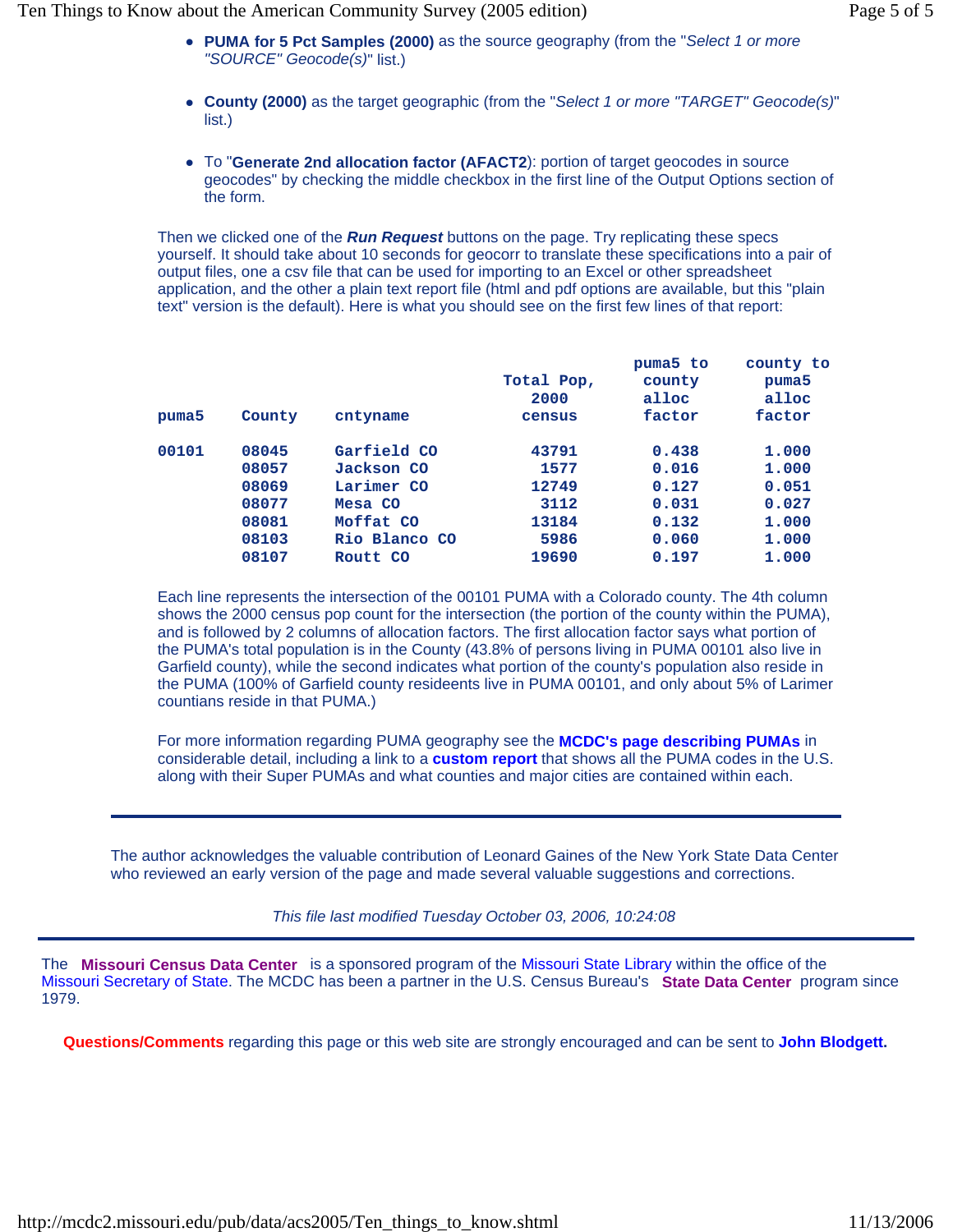- **PUMA for 5 Pct Samples (2000)** as the source geography (from the "*Select 1 or more "SOURCE" Geocode(s)*" list.)

- **County (2000)** as the target geographic (from the "*Select 1 or more "TARGET" Geocode(s)*" list.)

- To "**Generate 2nd allocation factor (AFACT2)**: portion of target geocodes in source geocodes" by checking the middle checkbox in the first line of the Output Options section of the form.

Then we clicked one of the ***Run Request*** buttons on the page. Try replicating these specs yourself. It should take about 10 seconds for geocorr to translate these specifications into a pair of output files, one a csv file that can be used for importing to an Excel or other spreadsheet application, and the other a plain text report file (html and pdf options are available, but this "plain text" version is the default). Here is what you should see on the first few lines of that report:

| puma5 | County | cntyname | Total Pop, 2000 census | puma5 to county alloc factor | county to puma5 alloc factor |
|---|---|---|---|---|---|
| 00101 | 08045 | Garfield CO | 43791 | 0.438 | 1.000 |
| | 08057 | Jackson CO | 1577 | 0.016 | 1.000 |
| | 08069 | Larimer CO | 12749 | 0.127 | 0.051 |
| | 08077 | Mesa CO | 3112 | 0.031 | 0.027 |
| | 08081 | Moffat CO | 13184 | 0.132 | 1.000 |
| | 08103 | Rio Blanco CO | 5986 | 0.060 | 1.000 |
| | 08107 | Routt CO | 19690 | 0.197 | 1.000 |

Each line represents the intersection of the 00101 PUMA with a Colorado county. The 4th column shows the 2000 census pop count for the intersection (the portion of the county within the PUMA), and is followed by 2 columns of allocation factors. The first allocation factor says what portion of the PUMA's total population is in the County (43.8% of persons living in PUMA 00101 also live in Garfield county), while the second indicates what portion of the county's population also reside in the PUMA (100% of Garfield county resideents live in PUMA 00101, and only about 5% of Larimer countians reside in that PUMA.)

For more information regarding PUMA geography see the **MCDC's page describing PUMAs** in considerable detail, including a link to a **custom report** that shows all the PUMA codes in the U.S. along with their Super PUMAs and what counties and major cities are contained within each.

---

The author acknowledges the valuable contribution of Leonard Gaines of the New York State Data Center who reviewed an early version of the page and made several valuable suggestions and corrections.

*This file last modified Tuesday October 03, 2006, 10:24:08*

---

The **Missouri Census Data Center** is a sponsored program of the Missouri State Library within the office of the Missouri Secretary of State. The MCDC has been a partner in the U.S. Census Bureau's **State Data Center** program since 1979.

**Questions/Comments** regarding this page or this web site are strongly encouraged and can be sent to **John Blodgett.**